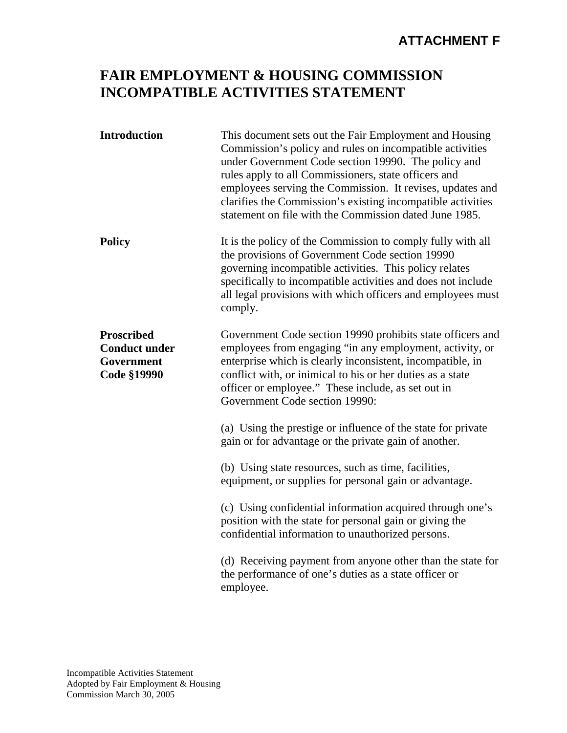**ATTACHMENT F**

# FAIR EMPLOYMENT & HOUSING COMMISSION INCOMPATIBLE ACTIVITIES STATEMENT

**Introduction**

This document sets out the Fair Employment and Housing Commission's policy and rules on incompatible activities under Government Code section 19990. The policy and rules apply to all Commissioners, state officers and employees serving the Commission. It revises, updates and clarifies the Commission's existing incompatible activities statement on file with the Commission dated June 1985.

**Policy**

It is the policy of the Commission to comply fully with all the provisions of Government Code section 19990 governing incompatible activities. This policy relates specifically to incompatible activities and does not include all legal provisions with which officers and employees must comply.

**Proscribed Conduct under Government Code §19990**

Government Code section 19990 prohibits state officers and employees from engaging "in any employment, activity, or enterprise which is clearly inconsistent, incompatible, in conflict with, or inimical to his or her duties as a state officer or employee." These include, as set out in Government Code section 19990:

(a) Using the prestige or influence of the state for private gain or for advantage or the private gain of another.

(b) Using state resources, such as time, facilities, equipment, or supplies for personal gain or advantage.

(c) Using confidential information acquired through one's position with the state for personal gain or giving the confidential information to unauthorized persons.

(d) Receiving payment from anyone other than the state for the performance of one's duties as a state officer or employee.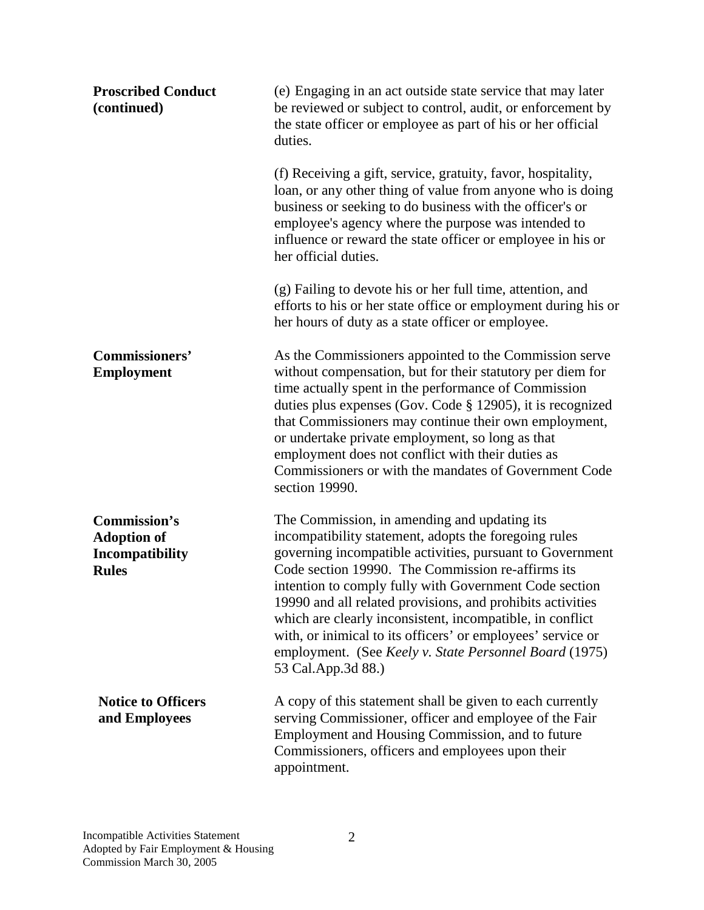**Proscribed Conduct (continued)**

(e) Engaging in an act outside state service that may later be reviewed or subject to control, audit, or enforcement by the state officer or employee as part of his or her official duties.

(f) Receiving a gift, service, gratuity, favor, hospitality, loan, or any other thing of value from anyone who is doing business or seeking to do business with the officer's or employee's agency where the purpose was intended to influence or reward the state officer or employee in his or her official duties.

(g) Failing to devote his or her full time, attention, and efforts to his or her state office or employment during his or her hours of duty as a state officer or employee.

**Commissioners' Employment**

As the Commissioners appointed to the Commission serve without compensation, but for their statutory per diem for time actually spent in the performance of Commission duties plus expenses (Gov. Code § 12905), it is recognized that Commissioners may continue their own employment, or undertake private employment, so long as that employment does not conflict with their duties as Commissioners or with the mandates of Government Code section 19990.

**Commission's Adoption of Incompatibility Rules**

The Commission, in amending and updating its incompatibility statement, adopts the foregoing rules governing incompatible activities, pursuant to Government Code section 19990. The Commission re-affirms its intention to comply fully with Government Code section 19990 and all related provisions, and prohibits activities which are clearly inconsistent, incompatible, in conflict with, or inimical to its officers' or employees' service or employment. (See *Keely v. State Personnel Board* (1975) 53 Cal.App.3d 88.)

**Notice to Officers and Employees**

A copy of this statement shall be given to each currently serving Commissioner, officer and employee of the Fair Employment and Housing Commission, and to future Commissioners, officers and employees upon their appointment.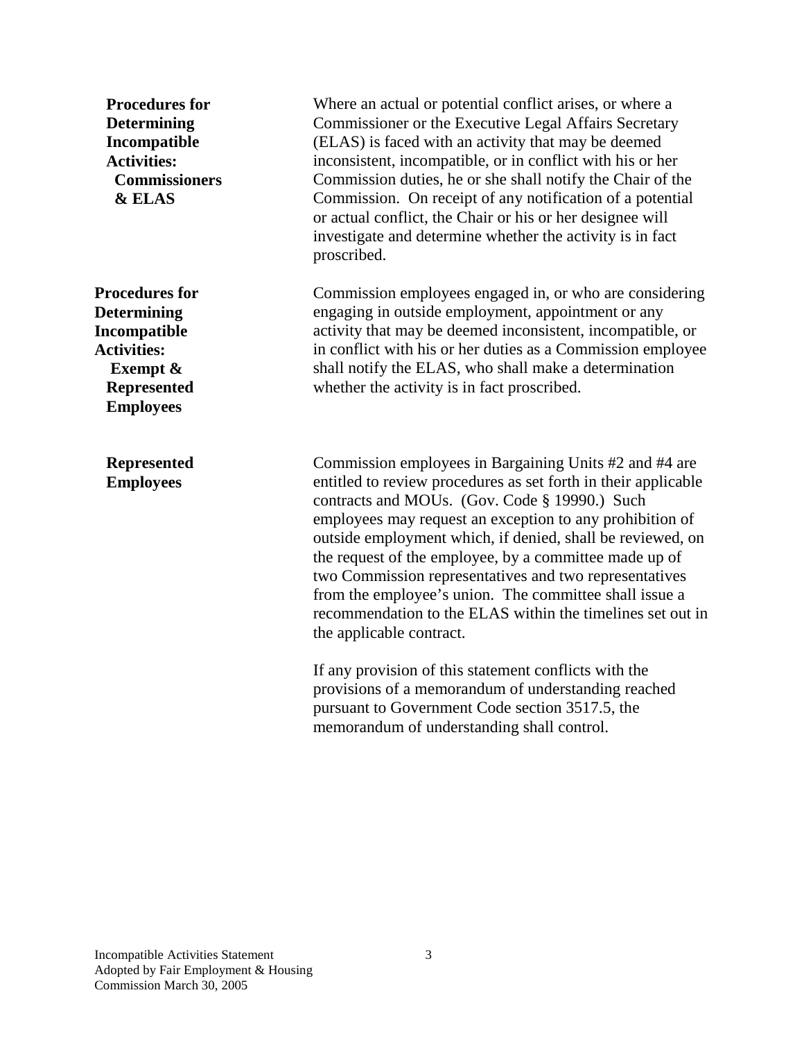**Procedures for Determining Incompatible Activities: Commissioners & ELAS**

Where an actual or potential conflict arises, or where a Commissioner or the Executive Legal Affairs Secretary (ELAS) is faced with an activity that may be deemed inconsistent, incompatible, or in conflict with his or her Commission duties, he or she shall notify the Chair of the Commission. On receipt of any notification of a potential or actual conflict, the Chair or his or her designee will investigate and determine whether the activity is in fact proscribed.

**Procedures for Determining Incompatible Activities: Exempt & Represented Employees**

Commission employees engaged in, or who are considering engaging in outside employment, appointment or any activity that may be deemed inconsistent, incompatible, or in conflict with his or her duties as a Commission employee shall notify the ELAS, who shall make a determination whether the activity is in fact proscribed.

**Represented Employees**

Commission employees in Bargaining Units #2 and #4 are entitled to review procedures as set forth in their applicable contracts and MOUs. (Gov. Code § 19990.) Such employees may request an exception to any prohibition of outside employment which, if denied, shall be reviewed, on the request of the employee, by a committee made up of two Commission representatives and two representatives from the employee's union. The committee shall issue a recommendation to the ELAS within the timelines set out in the applicable contract.

If any provision of this statement conflicts with the provisions of a memorandum of understanding reached pursuant to Government Code section 3517.5, the memorandum of understanding shall control.